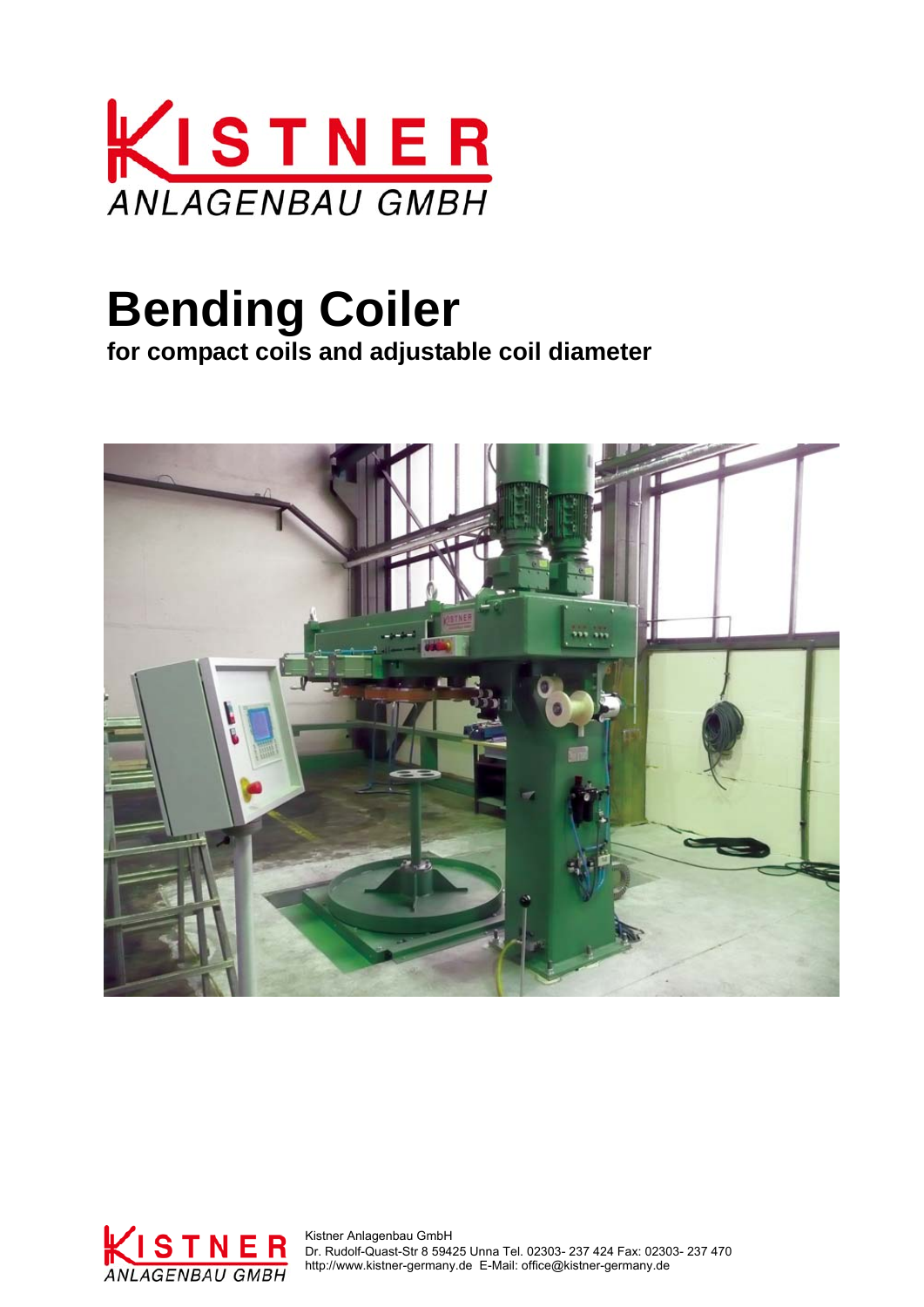KISTNER
ANLAGENBAU GMBH

# Bending Coiler

**for compact coils and adjustable coil diameter**

Kistner Anlagenbau GmbH
Dr. Rudolf-Quast-Str 8 59425 Unna Tel. 02303- 237 424 Fax: 02303- 237 470
http://www.kistner-germany.de E-Mail: office@kistner-germany.de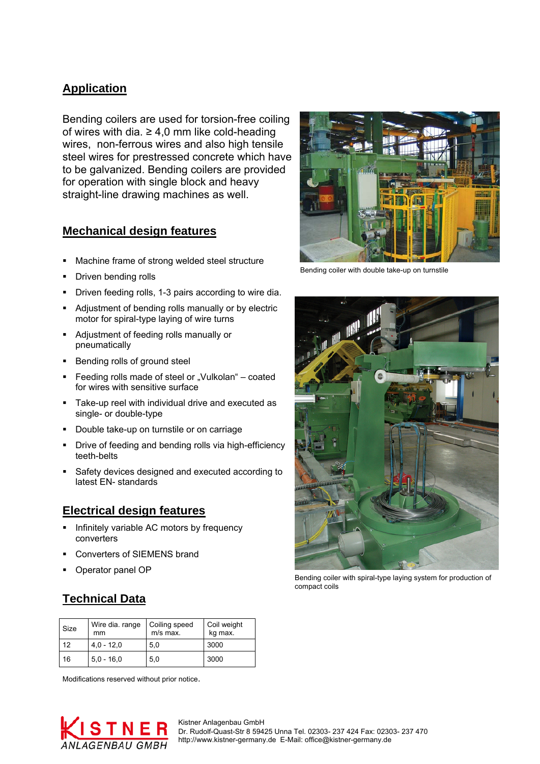## Application

Bending coilers are used for torsion-free coiling of wires with dia. ≥ 4,0 mm like cold-heading wires, non-ferrous wires and also high tensile steel wires for prestressed concrete which have to be galvanized. Bending coilers are provided for operation with single block and heavy straight-line drawing machines as well.

Bending coiler with double take-up on turnstile

## Mechanical design features

- Machine frame of strong welded steel structure
- Driven bending rolls
- Driven feeding rolls, 1-3 pairs according to wire dia.
- Adjustment of bending rolls manually or by electric motor for spiral-type laying of wire turns
- Adjustment of feeding rolls manually or pneumatically
- Bending rolls of ground steel
- Feeding rolls made of steel or „Vulkolan" – coated for wires with sensitive surface
- Take-up reel with individual drive and executed as single- or double-type
- Double take-up on turnstile or on carriage
- Drive of feeding and bending rolls via high-efficiency teeth-belts
- Safety devices designed and executed according to latest EN- standards

## Electrical design features

- Infinitely variable AC motors by frequency converters
- Converters of SIEMENS brand
- Operator panel OP

Bending coiler with spiral-type laying system for production of compact coils

## Technical Data

| Size | Wire dia. range mm | Coiling speed m/s max. | Coil weight kg max. |
|---|---|---|---|
| 12 | 4,0 - 12,0 | 5,0 | 3000 |
| 16 | 5,0 - 16,0 | 5,0 | 3000 |

Modifications reserved without prior notice.

KISTNER ANLAGENBAU GMBH

Kistner Anlagenbau GmbH
Dr. Rudolf-Quast-Str 8 59425 Unna Tel. 02303- 237 424 Fax: 02303- 237 470
http://www.kistner-germany.de E-Mail: office@kistner-germany.de